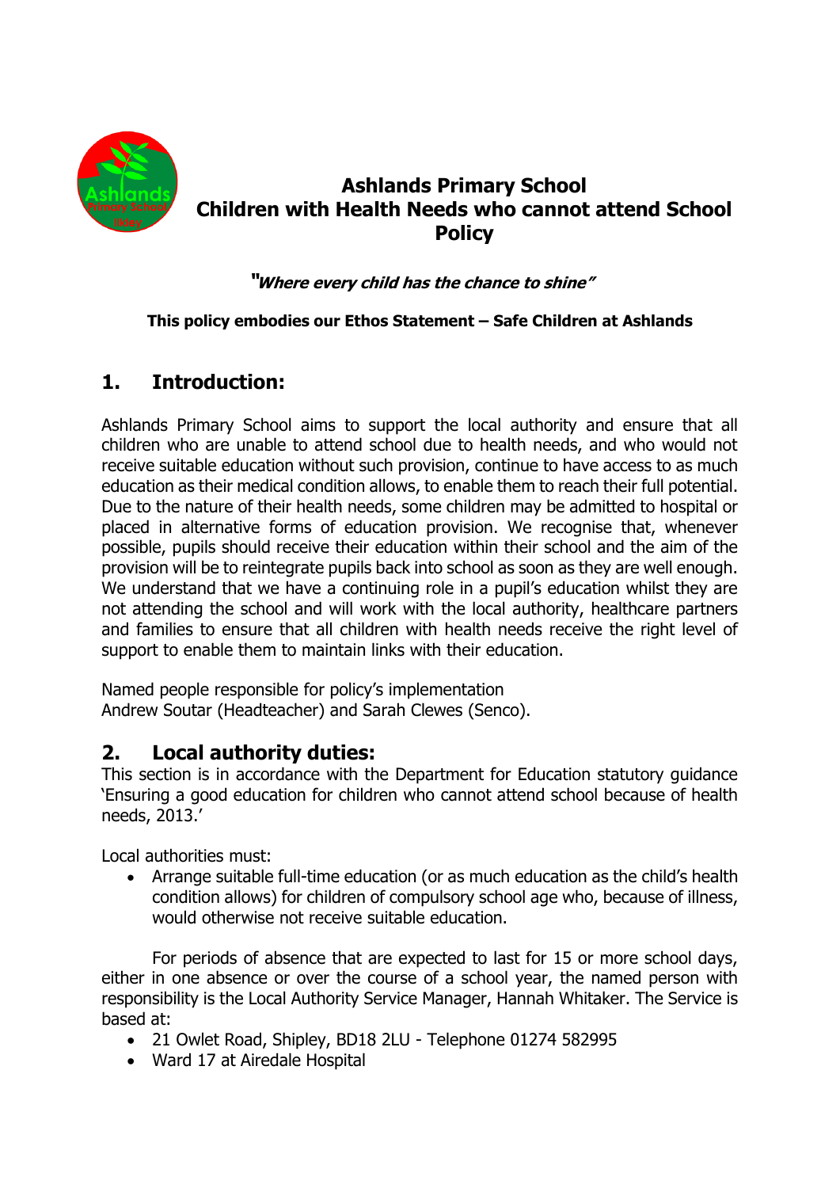# Ashlands Primary School
# Children with Health Needs who cannot attend School Policy

***"Where every child has the chance to shine"***

**This policy embodies our Ethos Statement – Safe Children at Ashlands**

## 1. Introduction:

Ashlands Primary School aims to support the local authority and ensure that all children who are unable to attend school due to health needs, and who would not receive suitable education without such provision, continue to have access to as much education as their medical condition allows, to enable them to reach their full potential. Due to the nature of their health needs, some children may be admitted to hospital or placed in alternative forms of education provision. We recognise that, whenever possible, pupils should receive their education within their school and the aim of the provision will be to reintegrate pupils back into school as soon as they are well enough. We understand that we have a continuing role in a pupil's education whilst they are not attending the school and will work with the local authority, healthcare partners and families to ensure that all children with health needs receive the right level of support to enable them to maintain links with their education.

Named people responsible for policy's implementation
Andrew Soutar (Headteacher) and Sarah Clewes (Senco).

## 2. Local authority duties:

This section is in accordance with the Department for Education statutory guidance 'Ensuring a good education for children who cannot attend school because of health needs, 2013.'

Local authorities must:

- Arrange suitable full-time education (or as much education as the child's health condition allows) for children of compulsory school age who, because of illness, would otherwise not receive suitable education.

For periods of absence that are expected to last for 15 or more school days, either in one absence or over the course of a school year, the named person with responsibility is the Local Authority Service Manager, Hannah Whitaker. The Service is based at:

- 21 Owlet Road, Shipley, BD18 2LU - Telephone 01274 582995
- Ward 17 at Airedale Hospital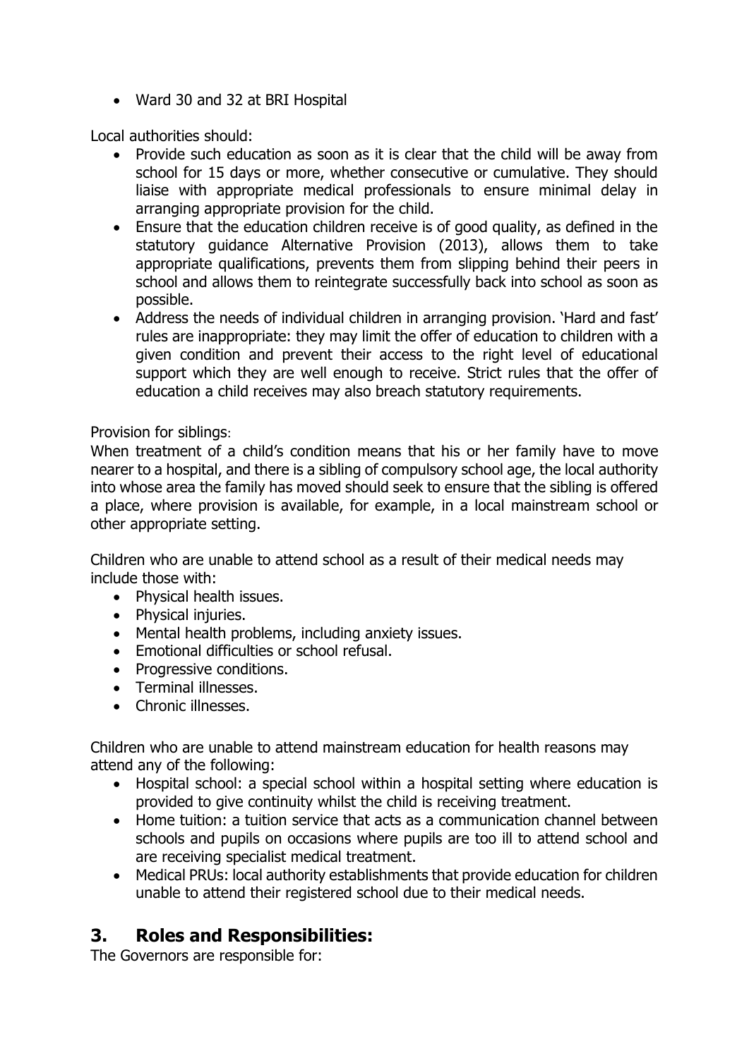- Ward 30 and 32 at BRI Hospital

Local authorities should:

- Provide such education as soon as it is clear that the child will be away from school for 15 days or more, whether consecutive or cumulative. They should liaise with appropriate medical professionals to ensure minimal delay in arranging appropriate provision for the child.
- Ensure that the education children receive is of good quality, as defined in the statutory guidance Alternative Provision (2013), allows them to take appropriate qualifications, prevents them from slipping behind their peers in school and allows them to reintegrate successfully back into school as soon as possible.
- Address the needs of individual children in arranging provision. 'Hard and fast' rules are inappropriate: they may limit the offer of education to children with a given condition and prevent their access to the right level of educational support which they are well enough to receive. Strict rules that the offer of education a child receives may also breach statutory requirements.

Provision for siblings:

When treatment of a child's condition means that his or her family have to move nearer to a hospital, and there is a sibling of compulsory school age, the local authority into whose area the family has moved should seek to ensure that the sibling is offered a place, where provision is available, for example, in a local mainstream school or other appropriate setting.

Children who are unable to attend school as a result of their medical needs may include those with:

- Physical health issues.
- Physical injuries.
- Mental health problems, including anxiety issues.
- Emotional difficulties or school refusal.
- Progressive conditions.
- Terminal illnesses.
- Chronic illnesses.

Children who are unable to attend mainstream education for health reasons may attend any of the following:

- Hospital school: a special school within a hospital setting where education is provided to give continuity whilst the child is receiving treatment.
- Home tuition: a tuition service that acts as a communication channel between schools and pupils on occasions where pupils are too ill to attend school and are receiving specialist medical treatment.
- Medical PRUs: local authority establishments that provide education for children unable to attend their registered school due to their medical needs.

## 3. Roles and Responsibilities:

The Governors are responsible for: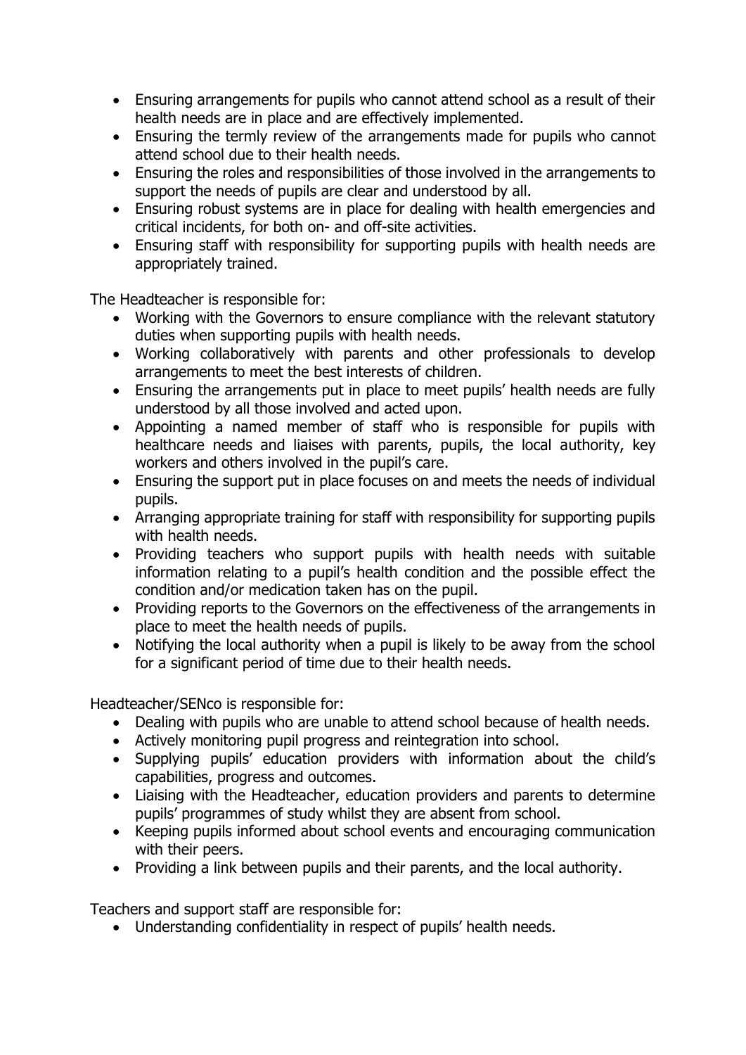- Ensuring arrangements for pupils who cannot attend school as a result of their health needs are in place and are effectively implemented.
- Ensuring the termly review of the arrangements made for pupils who cannot attend school due to their health needs.
- Ensuring the roles and responsibilities of those involved in the arrangements to support the needs of pupils are clear and understood by all.
- Ensuring robust systems are in place for dealing with health emergencies and critical incidents, for both on- and off-site activities.
- Ensuring staff with responsibility for supporting pupils with health needs are appropriately trained.

The Headteacher is responsible for:

- Working with the Governors to ensure compliance with the relevant statutory duties when supporting pupils with health needs.
- Working collaboratively with parents and other professionals to develop arrangements to meet the best interests of children.
- Ensuring the arrangements put in place to meet pupils' health needs are fully understood by all those involved and acted upon.
- Appointing a named member of staff who is responsible for pupils with healthcare needs and liaises with parents, pupils, the local authority, key workers and others involved in the pupil's care.
- Ensuring the support put in place focuses on and meets the needs of individual pupils.
- Arranging appropriate training for staff with responsibility for supporting pupils with health needs.
- Providing teachers who support pupils with health needs with suitable information relating to a pupil's health condition and the possible effect the condition and/or medication taken has on the pupil.
- Providing reports to the Governors on the effectiveness of the arrangements in place to meet the health needs of pupils.
- Notifying the local authority when a pupil is likely to be away from the school for a significant period of time due to their health needs.

Headteacher/SENco is responsible for:

- Dealing with pupils who are unable to attend school because of health needs.
- Actively monitoring pupil progress and reintegration into school.
- Supplying pupils' education providers with information about the child's capabilities, progress and outcomes.
- Liaising with the Headteacher, education providers and parents to determine pupils' programmes of study whilst they are absent from school.
- Keeping pupils informed about school events and encouraging communication with their peers.
- Providing a link between pupils and their parents, and the local authority.

Teachers and support staff are responsible for:

- Understanding confidentiality in respect of pupils' health needs.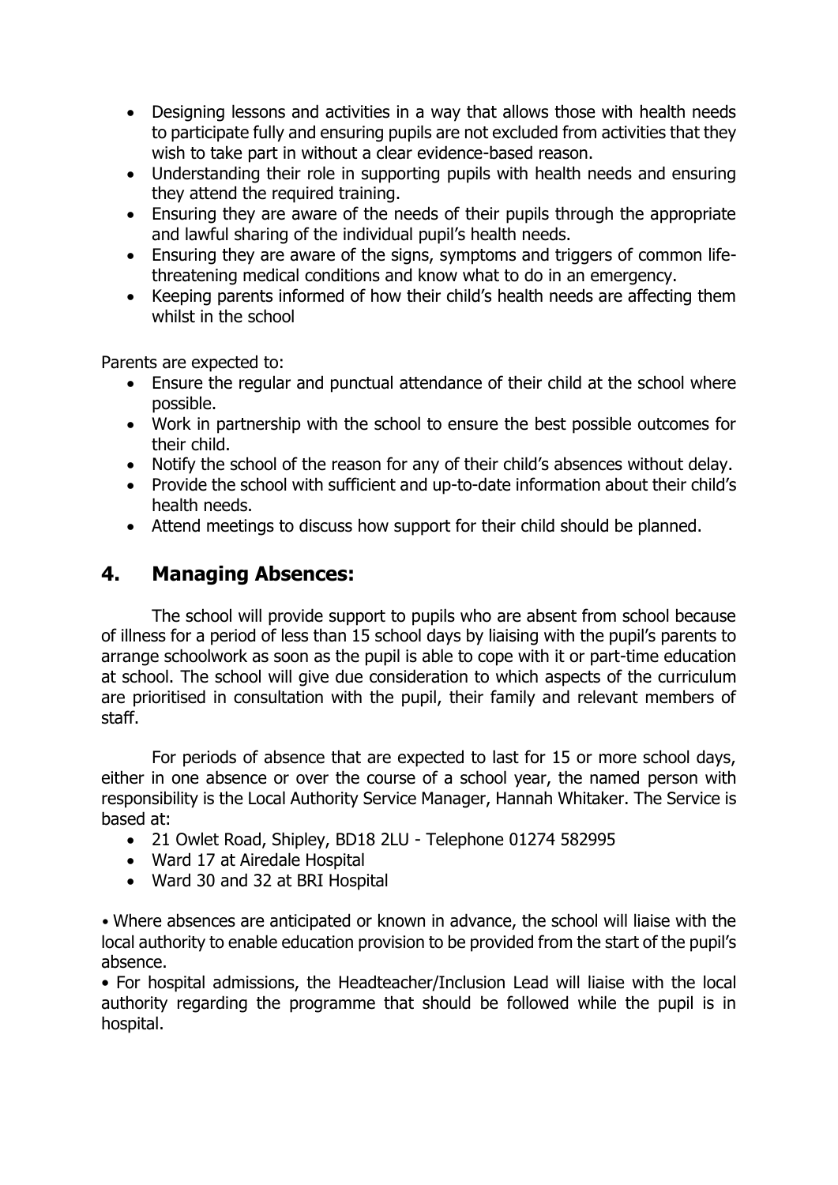- Designing lessons and activities in a way that allows those with health needs to participate fully and ensuring pupils are not excluded from activities that they wish to take part in without a clear evidence-based reason.
- Understanding their role in supporting pupils with health needs and ensuring they attend the required training.
- Ensuring they are aware of the needs of their pupils through the appropriate and lawful sharing of the individual pupil's health needs.
- Ensuring they are aware of the signs, symptoms and triggers of common life-threatening medical conditions and know what to do in an emergency.
- Keeping parents informed of how their child's health needs are affecting them whilst in the school

Parents are expected to:

- Ensure the regular and punctual attendance of their child at the school where possible.
- Work in partnership with the school to ensure the best possible outcomes for their child.
- Notify the school of the reason for any of their child's absences without delay.
- Provide the school with sufficient and up-to-date information about their child's health needs.
- Attend meetings to discuss how support for their child should be planned.

## 4. Managing Absences:

The school will provide support to pupils who are absent from school because of illness for a period of less than 15 school days by liaising with the pupil's parents to arrange schoolwork as soon as the pupil is able to cope with it or part-time education at school. The school will give due consideration to which aspects of the curriculum are prioritised in consultation with the pupil, their family and relevant members of staff.

For periods of absence that are expected to last for 15 or more school days, either in one absence or over the course of a school year, the named person with responsibility is the Local Authority Service Manager, Hannah Whitaker. The Service is based at:

- 21 Owlet Road, Shipley, BD18 2LU - Telephone 01274 582995
- Ward 17 at Airedale Hospital
- Ward 30 and 32 at BRI Hospital

• Where absences are anticipated or known in advance, the school will liaise with the local authority to enable education provision to be provided from the start of the pupil's absence.

• For hospital admissions, the Headteacher/Inclusion Lead will liaise with the local authority regarding the programme that should be followed while the pupil is in hospital.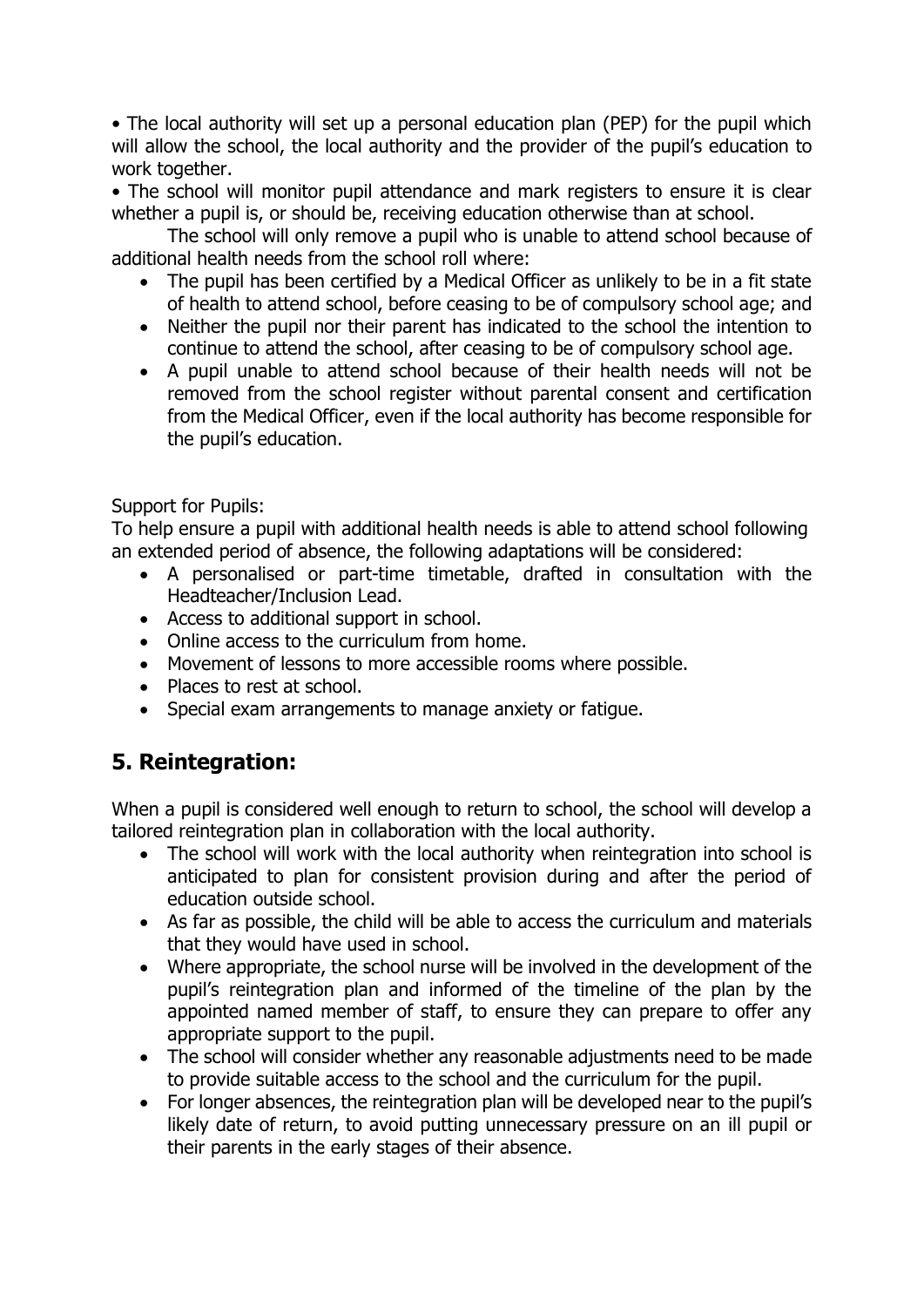- The local authority will set up a personal education plan (PEP) for the pupil which will allow the school, the local authority and the provider of the pupil's education to work together.
- The school will monitor pupil attendance and mark registers to ensure it is clear whether a pupil is, or should be, receiving education otherwise than at school.

The school will only remove a pupil who is unable to attend school because of additional health needs from the school roll where:

- The pupil has been certified by a Medical Officer as unlikely to be in a fit state of health to attend school, before ceasing to be of compulsory school age; and
- Neither the pupil nor their parent has indicated to the school the intention to continue to attend the school, after ceasing to be of compulsory school age.
- A pupil unable to attend school because of their health needs will not be removed from the school register without parental consent and certification from the Medical Officer, even if the local authority has become responsible for the pupil's education.

Support for Pupils:

To help ensure a pupil with additional health needs is able to attend school following an extended period of absence, the following adaptations will be considered:

- A personalised or part-time timetable, drafted in consultation with the Headteacher/Inclusion Lead.
- Access to additional support in school.
- Online access to the curriculum from home.
- Movement of lessons to more accessible rooms where possible.
- Places to rest at school.
- Special exam arrangements to manage anxiety or fatigue.

## 5. Reintegration:

When a pupil is considered well enough to return to school, the school will develop a tailored reintegration plan in collaboration with the local authority.

- The school will work with the local authority when reintegration into school is anticipated to plan for consistent provision during and after the period of education outside school.
- As far as possible, the child will be able to access the curriculum and materials that they would have used in school.
- Where appropriate, the school nurse will be involved in the development of the pupil's reintegration plan and informed of the timeline of the plan by the appointed named member of staff, to ensure they can prepare to offer any appropriate support to the pupil.
- The school will consider whether any reasonable adjustments need to be made to provide suitable access to the school and the curriculum for the pupil.
- For longer absences, the reintegration plan will be developed near to the pupil's likely date of return, to avoid putting unnecessary pressure on an ill pupil or their parents in the early stages of their absence.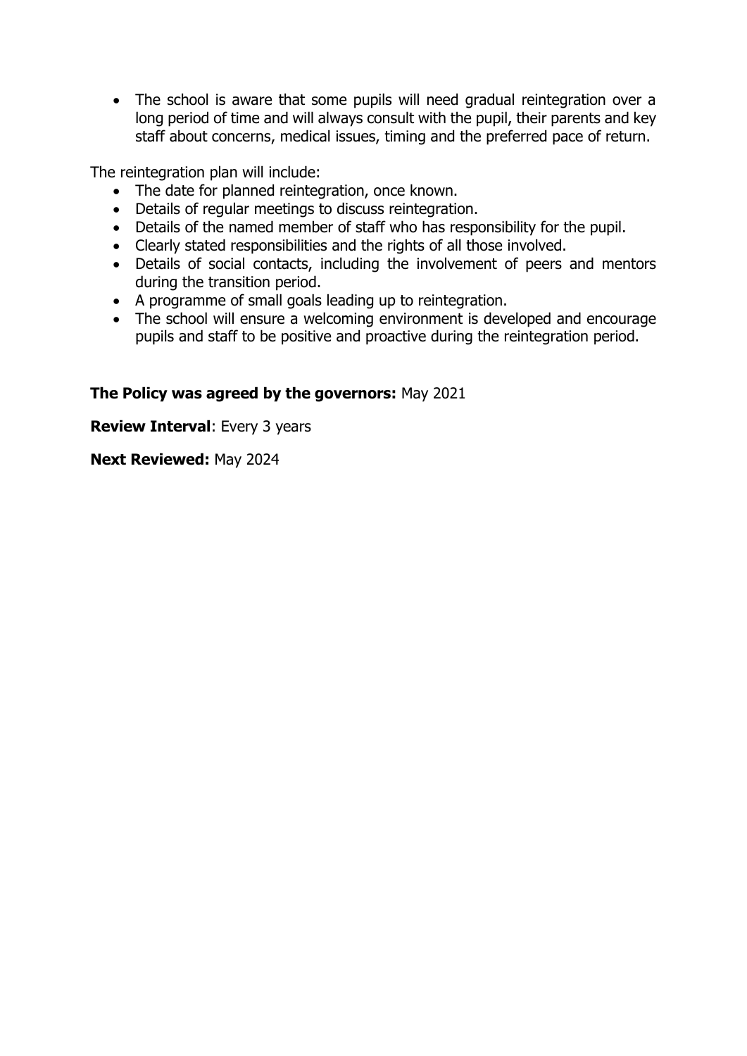- The school is aware that some pupils will need gradual reintegration over a long period of time and will always consult with the pupil, their parents and key staff about concerns, medical issues, timing and the preferred pace of return.

The reintegration plan will include:

- The date for planned reintegration, once known.
- Details of regular meetings to discuss reintegration.
- Details of the named member of staff who has responsibility for the pupil.
- Clearly stated responsibilities and the rights of all those involved.
- Details of social contacts, including the involvement of peers and mentors during the transition period.
- A programme of small goals leading up to reintegration.
- The school will ensure a welcoming environment is developed and encourage pupils and staff to be positive and proactive during the reintegration period.

**The Policy was agreed by the governors:** May 2021

**Review Interval**: Every 3 years

**Next Reviewed:** May 2024